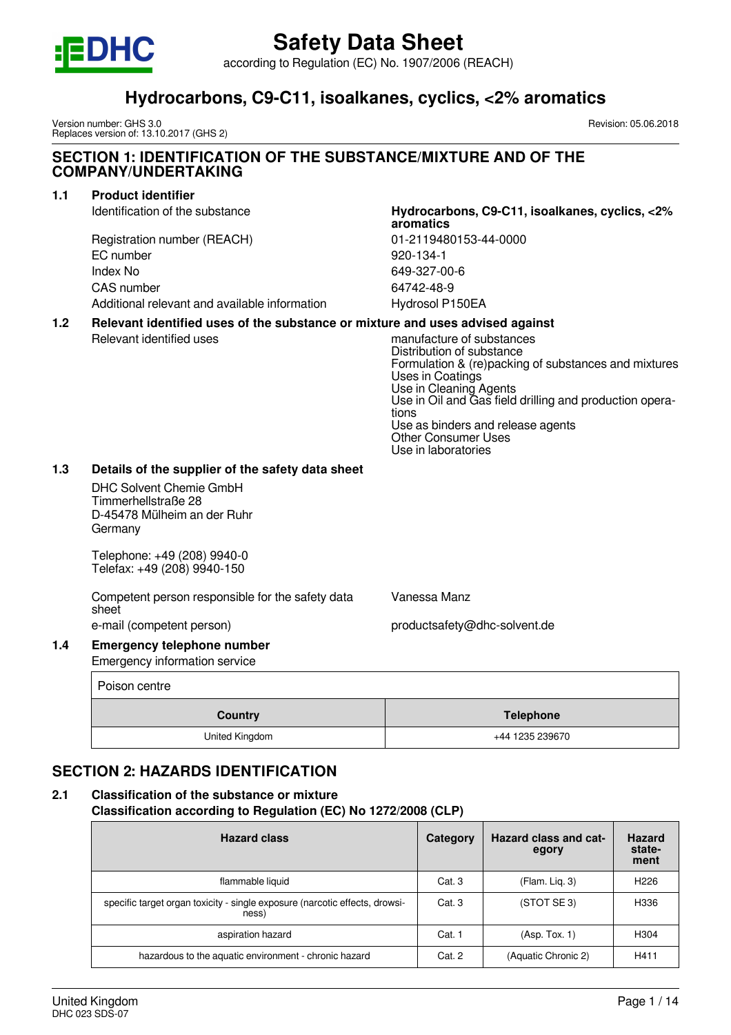# Safety Data Sheet

according to Regulation (EC) No. 1907/2006 (REACH)

## Hydrocarbons, C9-C11, isoalkanes, cyclics, <2% aromatics

Version number: GHS 3.0
Replaces version of: 13.10.2017 (GHS 2)

Revision: 05.06.2018

## SECTION 1: IDENTIFICATION OF THE SUBSTANCE/MIXTURE AND OF THE COMPANY/UNDERTAKING

### 1.1 Product identifier

| | |
|---|---|
| Identification of the substance | **Hydrocarbons, C9-C11, isoalkanes, cyclics, <2% aromatics** |
| Registration number (REACH) | 01-2119480153-44-0000 |
| EC number | 920-134-1 |
| Index No | 649-327-00-6 |
| CAS number | 64742-48-9 |
| Additional relevant and available information | Hydrosol P150EA |

### 1.2 Relevant identified uses of the substance or mixture and uses advised against

Relevant identified uses:

- manufacture of substances
- Distribution of substance
- Formulation & (re)packing of substances and mixtures
- Uses in Coatings
- Use in Cleaning Agents
- Use in Oil and Gas field drilling and production operations
- Use as binders and release agents
- Other Consumer Uses
- Use in laboratories

### 1.3 Details of the supplier of the safety data sheet

DHC Solvent Chemie GmbH
Timmerhellstraße 28
D-45478 Mülheim an der Ruhr
Germany

Telephone: +49 (208) 9940-0
Telefax: +49 (208) 9940-150

| | |
|---|---|
| Competent person responsible for the safety data sheet | Vanessa Manz |
| e-mail (competent person) | productsafety@dhc-solvent.de |

### 1.4 Emergency telephone number

Emergency information service

Poison centre

| Country | Telephone |
|---|---|
| United Kingdom | +44 1235 239670 |

## SECTION 2: HAZARDS IDENTIFICATION

### 2.1 Classification of the substance or mixture

**Classification according to Regulation (EC) No 1272/2008 (CLP)**

| Hazard class | Category | Hazard class and category | Hazard statement |
|---|---|---|---|
| flammable liquid | Cat. 3 | (Flam. Liq. 3) | H226 |
| specific target organ toxicity - single exposure (narcotic effects, drowsiness) | Cat. 3 | (STOT SE 3) | H336 |
| aspiration hazard | Cat. 1 | (Asp. Tox. 1) | H304 |
| hazardous to the aquatic environment - chronic hazard | Cat. 2 | (Aquatic Chronic 2) | H411 |

United Kingdom
DHC 023 SDS-07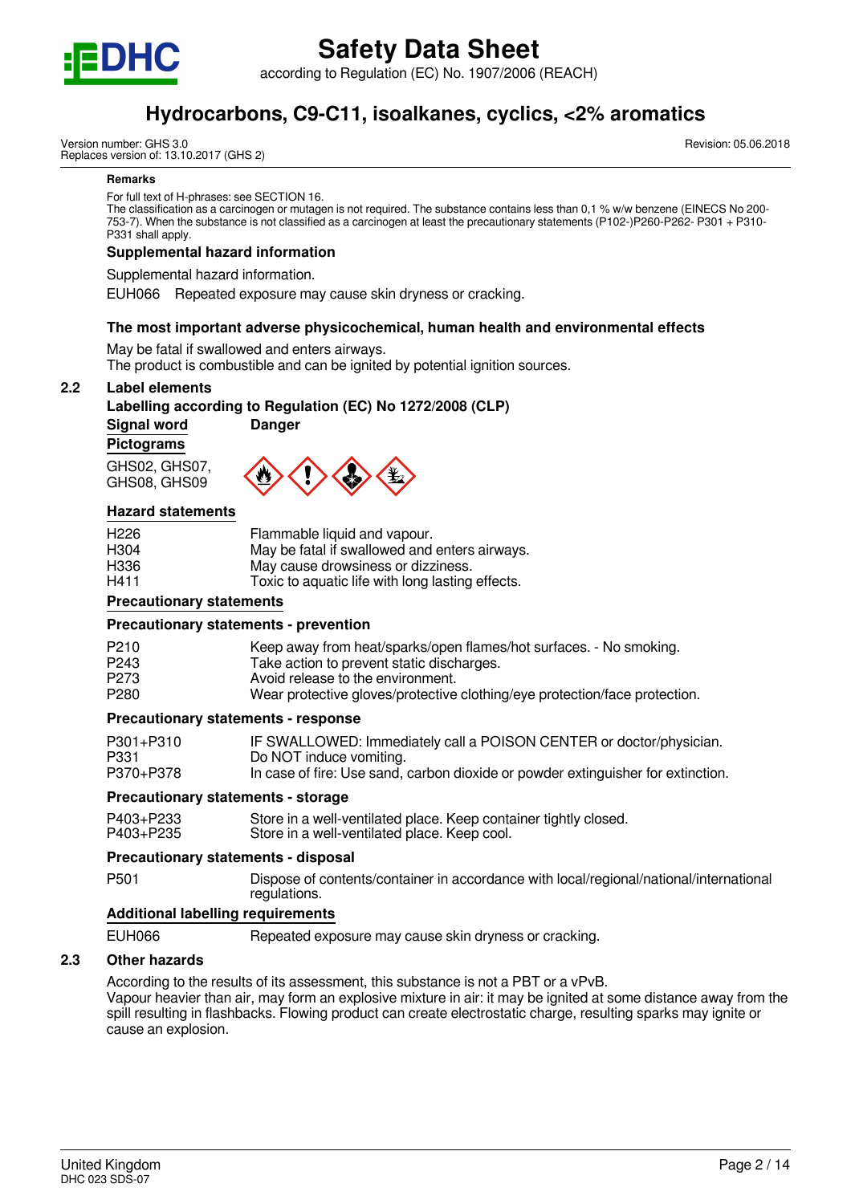**Remarks**

For full text of H-phrases: see SECTION 16.
The classification as a carcinogen or mutagen is not required. The substance contains less than 0,1 % w/w benzene (EINECS No 200-753-7). When the substance is not classified as a carcinogen at least the precautionary statements (P102-)P260-P262- P301 + P310-P331 shall apply.

**Supplemental hazard information**

Supplemental hazard information.

EUH066 Repeated exposure may cause skin dryness or cracking.

**The most important adverse physicochemical, human health and environmental effects**

May be fatal if swallowed and enters airways.
The product is combustible and can be ignited by potential ignition sources.

## 2.2 Label elements

**Labelling according to Regulation (EC) No 1272/2008 (CLP)**

**Signal word** **Danger**

**Pictograms**

GHS02, GHS07, GHS08, GHS09

**Hazard statements**

| | |
|---|---|
| H226 | Flammable liquid and vapour. |
| H304 | May be fatal if swallowed and enters airways. |
| H336 | May cause drowsiness or dizziness. |
| H411 | Toxic to aquatic life with long lasting effects. |

**Precautionary statements**

**Precautionary statements - prevention**

| | |
|---|---|
| P210 | Keep away from heat/sparks/open flames/hot surfaces. - No smoking. |
| P243 | Take action to prevent static discharges. |
| P273 | Avoid release to the environment. |
| P280 | Wear protective gloves/protective clothing/eye protection/face protection. |

**Precautionary statements - response**

| | |
|---|---|
| P301+P310 | IF SWALLOWED: Immediately call a POISON CENTER or doctor/physician. |
| P331 | Do NOT induce vomiting. |
| P370+P378 | In case of fire: Use sand, carbon dioxide or powder extinguisher for extinction. |

**Precautionary statements - storage**

| | |
|---|---|
| P403+P233 | Store in a well-ventilated place. Keep container tightly closed. |
| P403+P235 | Store in a well-ventilated place. Keep cool. |

**Precautionary statements - disposal**

| | |
|---|---|
| P501 | Dispose of contents/container in accordance with local/regional/national/international regulations. |

**Additional labelling requirements**

| | |
|---|---|
| EUH066 | Repeated exposure may cause skin dryness or cracking. |

## 2.3 Other hazards

According to the results of its assessment, this substance is not a PBT or a vPvB.
Vapour heavier than air, may form an explosive mixture in air: it may be ignited at some distance away from the spill resulting in flashbacks. Flowing product can create electrostatic charge, resulting sparks may ignite or cause an explosion.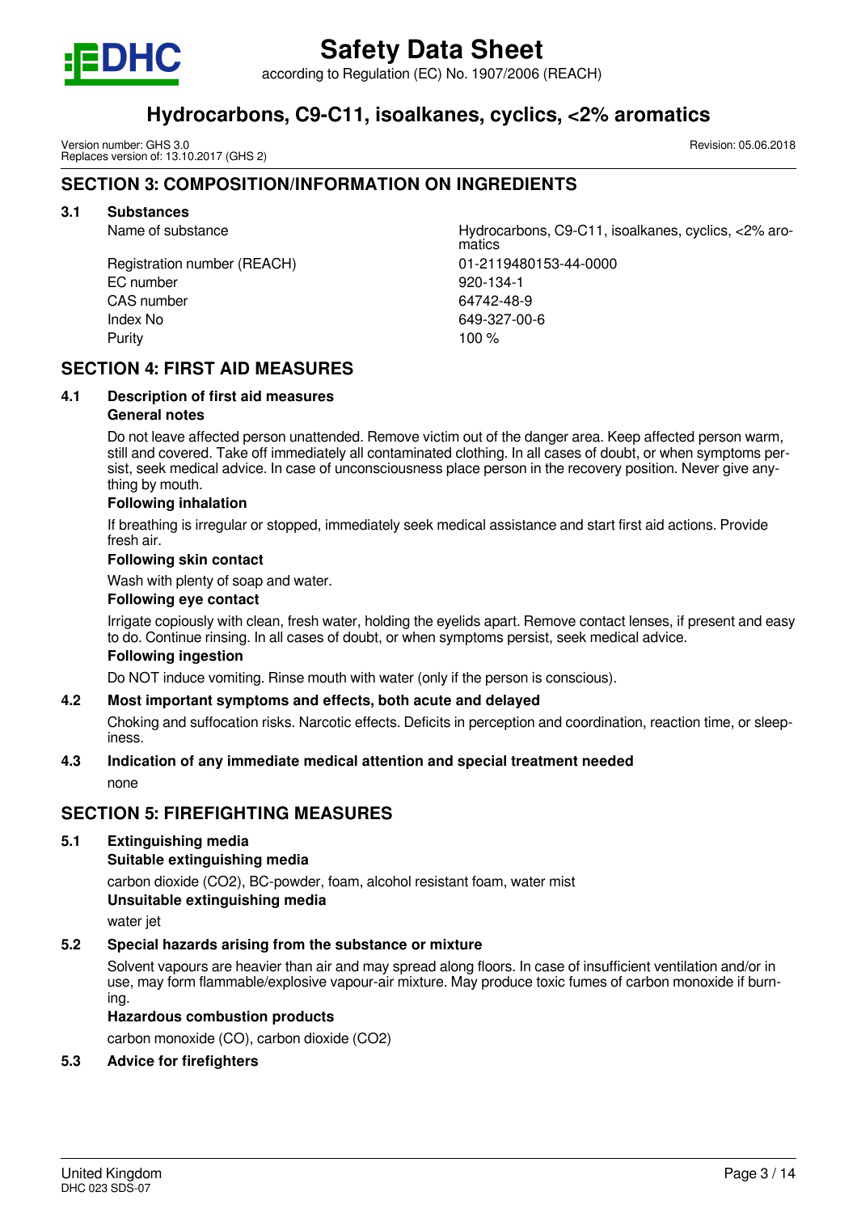## SECTION 3: COMPOSITION/INFORMATION ON INGREDIENTS

### 3.1 Substances

| | |
|---|---|
| Name of substance | Hydrocarbons, C9-C11, isoalkanes, cyclics, <2% aromatics |
| Registration number (REACH) | 01-2119480153-44-0000 |
| EC number | 920-134-1 |
| CAS number | 64742-48-9 |
| Index No | 649-327-00-6 |
| Purity | 100 % |

## SECTION 4: FIRST AID MEASURES

### 4.1 Description of first aid measures

**General notes**

Do not leave affected person unattended. Remove victim out of the danger area. Keep affected person warm, still and covered. Take off immediately all contaminated clothing. In all cases of doubt, or when symptoms persist, seek medical advice. In case of unconsciousness place person in the recovery position. Never give anything by mouth.

**Following inhalation**

If breathing is irregular or stopped, immediately seek medical assistance and start first aid actions. Provide fresh air.

**Following skin contact**

Wash with plenty of soap and water.

**Following eye contact**

Irrigate copiously with clean, fresh water, holding the eyelids apart. Remove contact lenses, if present and easy to do. Continue rinsing. In all cases of doubt, or when symptoms persist, seek medical advice.

**Following ingestion**

Do NOT induce vomiting. Rinse mouth with water (only if the person is conscious).

### 4.2 Most important symptoms and effects, both acute and delayed

Choking and suffocation risks. Narcotic effects. Deficits in perception and coordination, reaction time, or sleepiness.

### 4.3 Indication of any immediate medical attention and special treatment needed

none

## SECTION 5: FIREFIGHTING MEASURES

### 5.1 Extinguishing media

**Suitable extinguishing media**

carbon dioxide ($CO_2$), BC-powder, foam, alcohol resistant foam, water mist

**Unsuitable extinguishing media**

water jet

### 5.2 Special hazards arising from the substance or mixture

Solvent vapours are heavier than air and may spread along floors. In case of insufficient ventilation and/or in use, may form flammable/explosive vapour-air mixture. May produce toxic fumes of carbon monoxide if burning.

**Hazardous combustion products**

carbon monoxide (CO), carbon dioxide ($CO_2$)

### 5.3 Advice for firefighters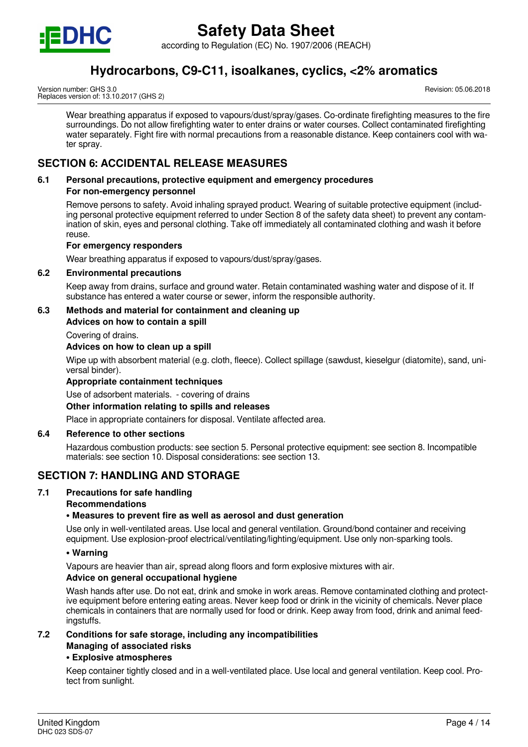Wear breathing apparatus if exposed to vapours/dust/spray/gases. Co-ordinate firefighting measures to the fire surroundings. Do not allow firefighting water to enter drains or water courses. Collect contaminated firefighting water separately. Fight fire with normal precautions from a reasonable distance. Keep containers cool with water spray.

## SECTION 6: ACCIDENTAL RELEASE MEASURES

### 6.1 Personal precautions, protective equipment and emergency procedures

**For non-emergency personnel**

Remove persons to safety. Avoid inhaling sprayed product. Wearing of suitable protective equipment (including personal protective equipment referred to under Section 8 of the safety data sheet) to prevent any contamination of skin, eyes and personal clothing. Take off immediately all contaminated clothing and wash it before reuse.

**For emergency responders**

Wear breathing apparatus if exposed to vapours/dust/spray/gases.

### 6.2 Environmental precautions

Keep away from drains, surface and ground water. Retain contaminated washing water and dispose of it. If substance has entered a water course or sewer, inform the responsible authority.

### 6.3 Methods and material for containment and cleaning up

**Advices on how to contain a spill**

Covering of drains.

**Advices on how to clean up a spill**

Wipe up with absorbent material (e.g. cloth, fleece). Collect spillage (sawdust, kieselgur (diatomite), sand, universal binder).

**Appropriate containment techniques**

Use of adsorbent materials. - covering of drains

**Other information relating to spills and releases**

Place in appropriate containers for disposal. Ventilate affected area.

### 6.4 Reference to other sections

Hazardous combustion products: see section 5. Personal protective equipment: see section 8. Incompatible materials: see section 10. Disposal considerations: see section 13.

## SECTION 7: HANDLING AND STORAGE

### 7.1 Precautions for safe handling

**Recommendations**

**• Measures to prevent fire as well as aerosol and dust generation**

Use only in well-ventilated areas. Use local and general ventilation. Ground/bond container and receiving equipment. Use explosion-proof electrical/ventilating/lighting/equipment. Use only non-sparking tools.

**• Warning**

Vapours are heavier than air, spread along floors and form explosive mixtures with air.

**Advice on general occupational hygiene**

Wash hands after use. Do not eat, drink and smoke in work areas. Remove contaminated clothing and protective equipment before entering eating areas. Never keep food or drink in the vicinity of chemicals. Never place chemicals in containers that are normally used for food or drink. Keep away from food, drink and animal feedingstuffs.

### 7.2 Conditions for safe storage, including any incompatibilities

**Managing of associated risks**

**• Explosive atmospheres**

Keep container tightly closed and in a well-ventilated place. Use local and general ventilation. Keep cool. Protect from sunlight.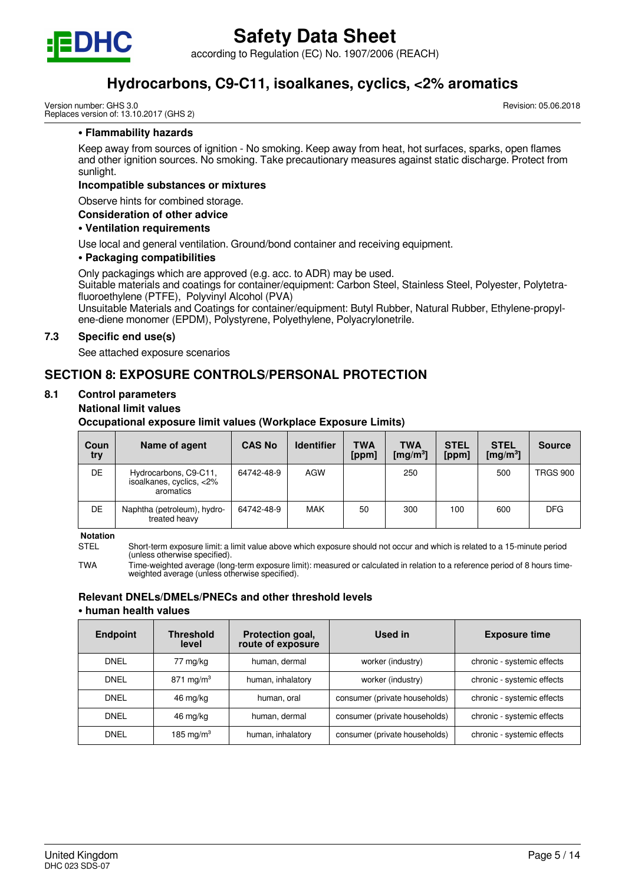**• Flammability hazards**

Keep away from sources of ignition - No smoking. Keep away from heat, hot surfaces, sparks, open flames and other ignition sources. No smoking. Take precautionary measures against static discharge. Protect from sunlight.

**Incompatible substances or mixtures**

Observe hints for combined storage.

**Consideration of other advice**

**• Ventilation requirements**

Use local and general ventilation. Ground/bond container and receiving equipment.

**• Packaging compatibilities**

Only packagings which are approved (e.g. acc. to ADR) may be used.
Suitable materials and coatings for container/equipment: Carbon Steel, Stainless Steel, Polyester, Polytetrafluoroethylene (PTFE), Polyvinyl Alcohol (PVA)
Unsuitable Materials and Coatings for container/equipment: Butyl Rubber, Natural Rubber, Ethylene-propylene-diene monomer (EPDM), Polystyrene, Polyethylene, Polyacrylonetrile.

### 7.3 Specific end use(s)

See attached exposure scenarios

## SECTION 8: EXPOSURE CONTROLS/PERSONAL PROTECTION

### 8.1 Control parameters

**National limit values**

**Occupational exposure limit values (Workplace Exposure Limits)**

| Country | Name of agent | CAS No | Identifier | TWA [ppm] | TWA [mg/m³] | STEL [ppm] | STEL [mg/m³] | Source |
|---|---|---|---|---|---|---|---|---|
| DE | Hydrocarbons, C9-C11, isoalkanes, cyclics, <2% aromatics | 64742-48-9 | AGW | | 250 | | 500 | TRGS 900 |
| DE | Naphtha (petroleum), hydrotreated heavy | 64742-48-9 | MAK | 50 | 300 | 100 | 600 | DFG |

**Notation**

STEL Short-term exposure limit: a limit value above which exposure should not occur and which is related to a 15-minute period (unless otherwise specified).

TWA Time-weighted average (long-term exposure limit): measured or calculated in relation to a reference period of 8 hours time-weighted average (unless otherwise specified).

**Relevant DNELs/DMELs/PNECs and other threshold levels**

**• human health values**

| Endpoint | Threshold level | Protection goal, route of exposure | Used in | Exposure time |
|---|---|---|---|---|
| DNEL | 77 mg/kg | human, dermal | worker (industry) | chronic - systemic effects |
| DNEL | 871 mg/m³ | human, inhalatory | worker (industry) | chronic - systemic effects |
| DNEL | 46 mg/kg | human, oral | consumer (private households) | chronic - systemic effects |
| DNEL | 46 mg/kg | human, dermal | consumer (private households) | chronic - systemic effects |
| DNEL | 185 mg/m³ | human, inhalatory | consumer (private households) | chronic - systemic effects |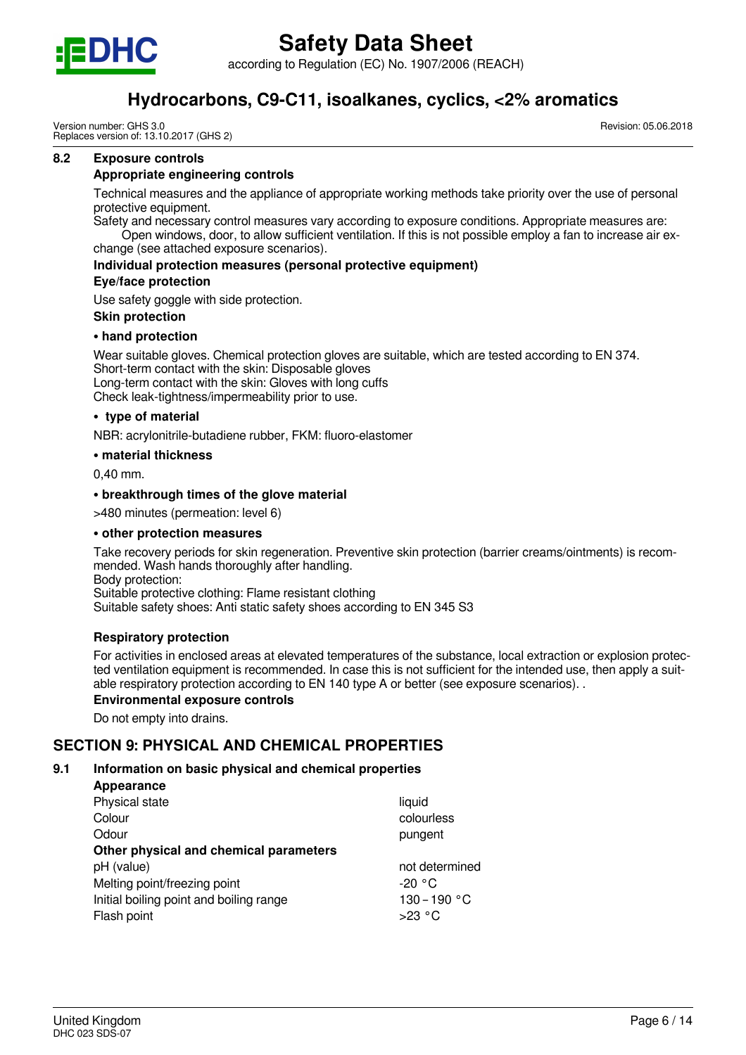### 8.2 Exposure controls

**Appropriate engineering controls**

Technical measures and the appliance of appropriate working methods take priority over the use of personal protective equipment.
Safety and necessary control measures vary according to exposure conditions. Appropriate measures are:
Open windows, door, to allow sufficient ventilation. If this is not possible employ a fan to increase air exchange (see attached exposure scenarios).

**Individual protection measures (personal protective equipment)**

**Eye/face protection**

Use safety goggle with side protection.

**Skin protection**

**• hand protection**

Wear suitable gloves. Chemical protection gloves are suitable, which are tested according to EN 374.
Short-term contact with the skin: Disposable gloves
Long-term contact with the skin: Gloves with long cuffs
Check leak-tightness/impermeability prior to use.

**• type of material**

NBR: acrylonitrile-butadiene rubber, FKM: fluoro-elastomer

**• material thickness**

0,40 mm.

**• breakthrough times of the glove material**

>480 minutes (permeation: level 6)

**• other protection measures**

Take recovery periods for skin regeneration. Preventive skin protection (barrier creams/ointments) is recommended. Wash hands thoroughly after handling.
Body protection:
Suitable protective clothing: Flame resistant clothing
Suitable safety shoes: Anti static safety shoes according to EN 345 S3

**Respiratory protection**

For activities in enclosed areas at elevated temperatures of the substance, local extraction or explosion protected ventilation equipment is recommended. In case this is not sufficient for the intended use, then apply a suitable respiratory protection according to EN 140 type A or better (see exposure scenarios). .

**Environmental exposure controls**

Do not empty into drains.

## SECTION 9: PHYSICAL AND CHEMICAL PROPERTIES

### 9.1 Information on basic physical and chemical properties

| **Appearance** | |
|---|---|
| Physical state | liquid |
| Colour | colourless |
| Odour | pungent |
| **Other physical and chemical parameters** | |
| pH (value) | not determined |
| Melting point/freezing point | -20 °C |
| Initial boiling point and boiling range | 130 – 190 °C |
| Flash point | >23 °C |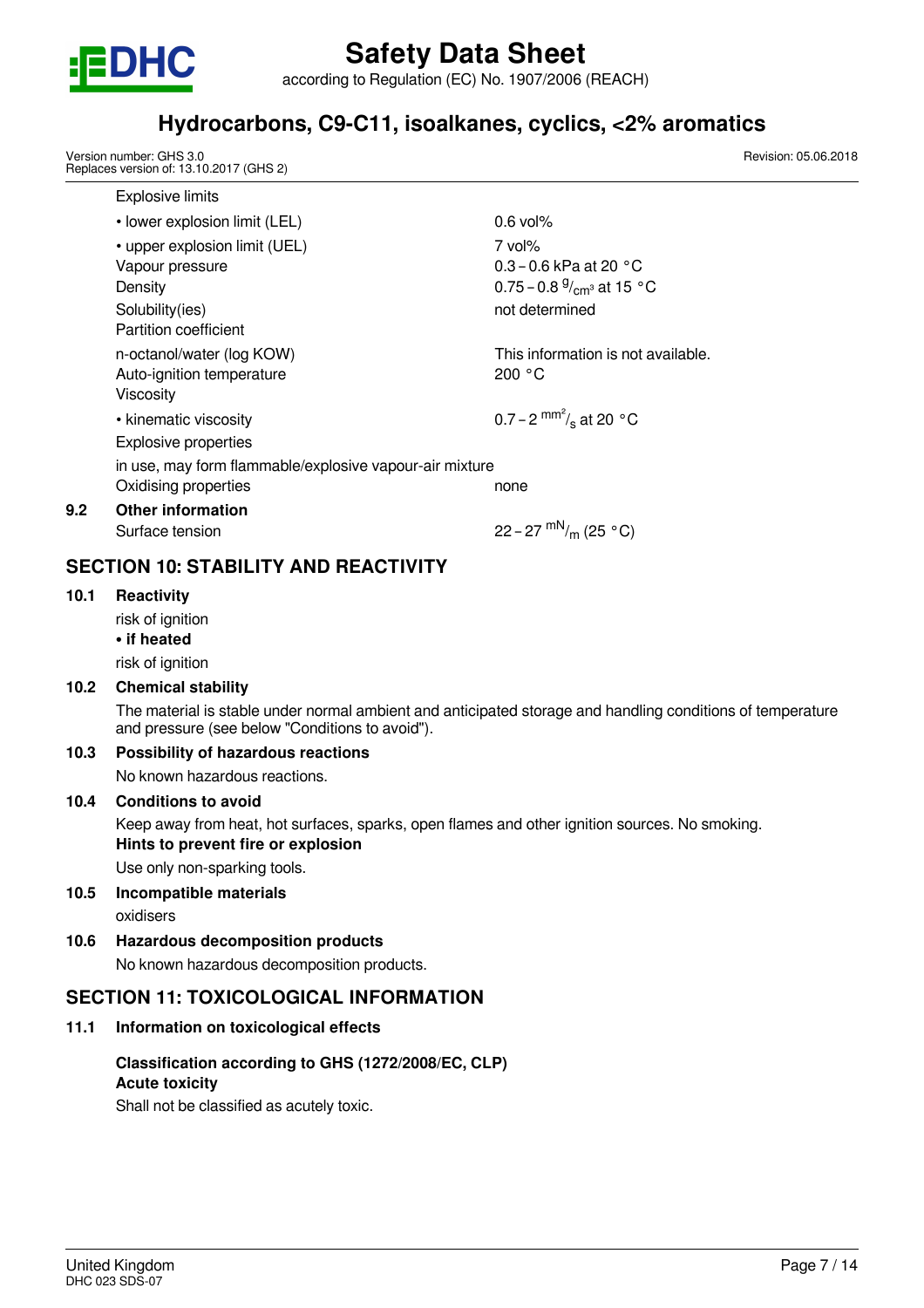| | |
|---|---|
| Explosive limits | |
| • lower explosion limit (LEL) | 0.6 vol% |
| • upper explosion limit (UEL) | 7 vol% |
| Vapour pressure | 0.3 – 0.6 kPa at 20 °C |
| Density | 0.75 – 0.8 $^{g}/_{cm^3}$ at 15 °C |
| Solubility(ies) | not determined |
| Partition coefficient | |
| n-octanol/water (log KOW) | This information is not available. |
| Auto-ignition temperature | 200 °C |
| Viscosity | |
| • kinematic viscosity | 0.7 – 2 $^{mm^2}/_{s}$ at 20 °C |
| Explosive properties | |

in use, may form flammable/explosive vapour-air mixture

| | |
|---|---|
| Oxidising properties | none |

**9.2 Other information**

| | |
|---|---|
| Surface tension | 22 – 27 $^{mN}/_{m}$ (25 °C) |

## SECTION 10: STABILITY AND REACTIVITY

### 10.1 Reactivity

risk of ignition

**• if heated**

risk of ignition

### 10.2 Chemical stability

The material is stable under normal ambient and anticipated storage and handling conditions of temperature and pressure (see below "Conditions to avoid").

### 10.3 Possibility of hazardous reactions

No known hazardous reactions.

### 10.4 Conditions to avoid

Keep away from heat, hot surfaces, sparks, open flames and other ignition sources. No smoking.

**Hints to prevent fire or explosion**

Use only non-sparking tools.

### 10.5 Incompatible materials

oxidisers

### 10.6 Hazardous decomposition products

No known hazardous decomposition products.

## SECTION 11: TOXICOLOGICAL INFORMATION

### 11.1 Information on toxicological effects

**Classification according to GHS (1272/2008/EC, CLP)**

**Acute toxicity**

Shall not be classified as acutely toxic.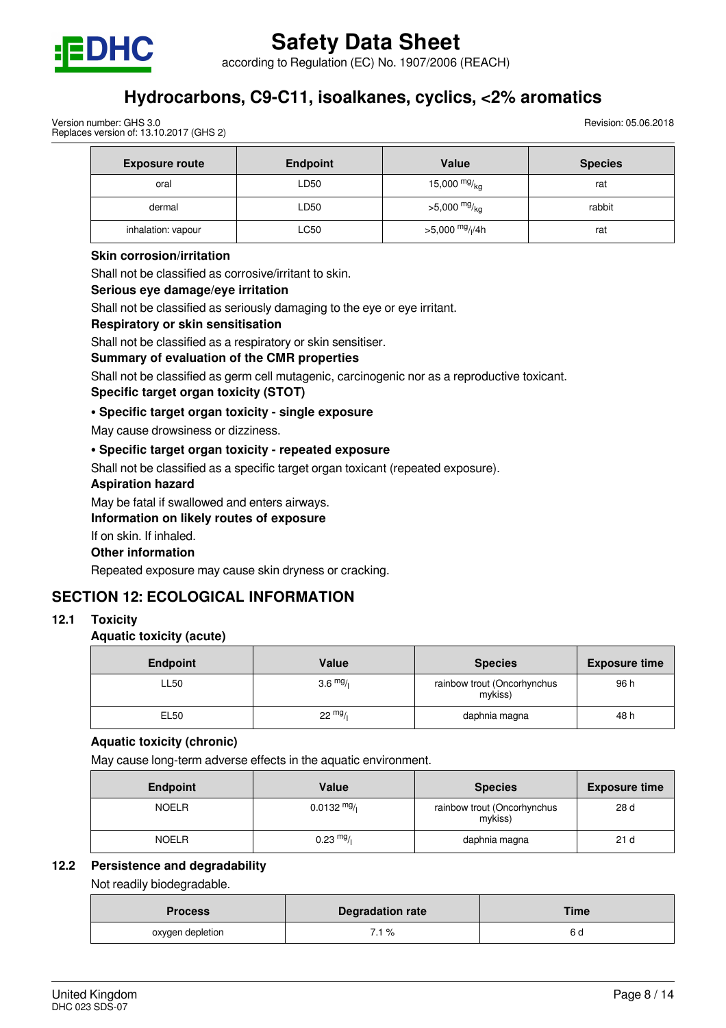| Exposure route | Endpoint | Value | Species |
|---|---|---|---|
| oral | LD50 | 15,000 $^{mg}/_{kg}$ | rat |
| dermal | LD50 | >5,000 $^{mg}/_{kg}$ | rabbit |
| inhalation: vapour | LC50 | >5,000 $^{mg}/_{l}$/4h | rat |

**Skin corrosion/irritation**

Shall not be classified as corrosive/irritant to skin.

**Serious eye damage/eye irritation**

Shall not be classified as seriously damaging to the eye or eye irritant.

**Respiratory or skin sensitisation**

Shall not be classified as a respiratory or skin sensitiser.

**Summary of evaluation of the CMR properties**

Shall not be classified as germ cell mutagenic, carcinogenic nor as a reproductive toxicant.

**Specific target organ toxicity (STOT)**

**• Specific target organ toxicity - single exposure**

May cause drowsiness or dizziness.

**• Specific target organ toxicity - repeated exposure**

Shall not be classified as a specific target organ toxicant (repeated exposure).

**Aspiration hazard**

May be fatal if swallowed and enters airways.

**Information on likely routes of exposure**

If on skin. If inhaled.

**Other information**

Repeated exposure may cause skin dryness or cracking.

## SECTION 12: ECOLOGICAL INFORMATION

### 12.1 Toxicity

**Aquatic toxicity (acute)**

| Endpoint | Value | Species | Exposure time |
|---|---|---|---|
| LL50 | 3.6 $^{mg}/_{l}$ | rainbow trout (Oncorhynchus mykiss) | 96 h |
| EL50 | 22 $^{mg}/_{l}$ | daphnia magna | 48 h |

**Aquatic toxicity (chronic)**

May cause long-term adverse effects in the aquatic environment.

| Endpoint | Value | Species | Exposure time |
|---|---|---|---|
| NOELR | 0.0132 $^{mg}/_{l}$ | rainbow trout (Oncorhynchus mykiss) | 28 d |
| NOELR | 0.23 $^{mg}/_{l}$ | daphnia magna | 21 d |

### 12.2 Persistence and degradability

Not readily biodegradable.

| Process | Degradation rate | Time |
|---|---|---|
| oxygen depletion | 7.1 % | 6 d |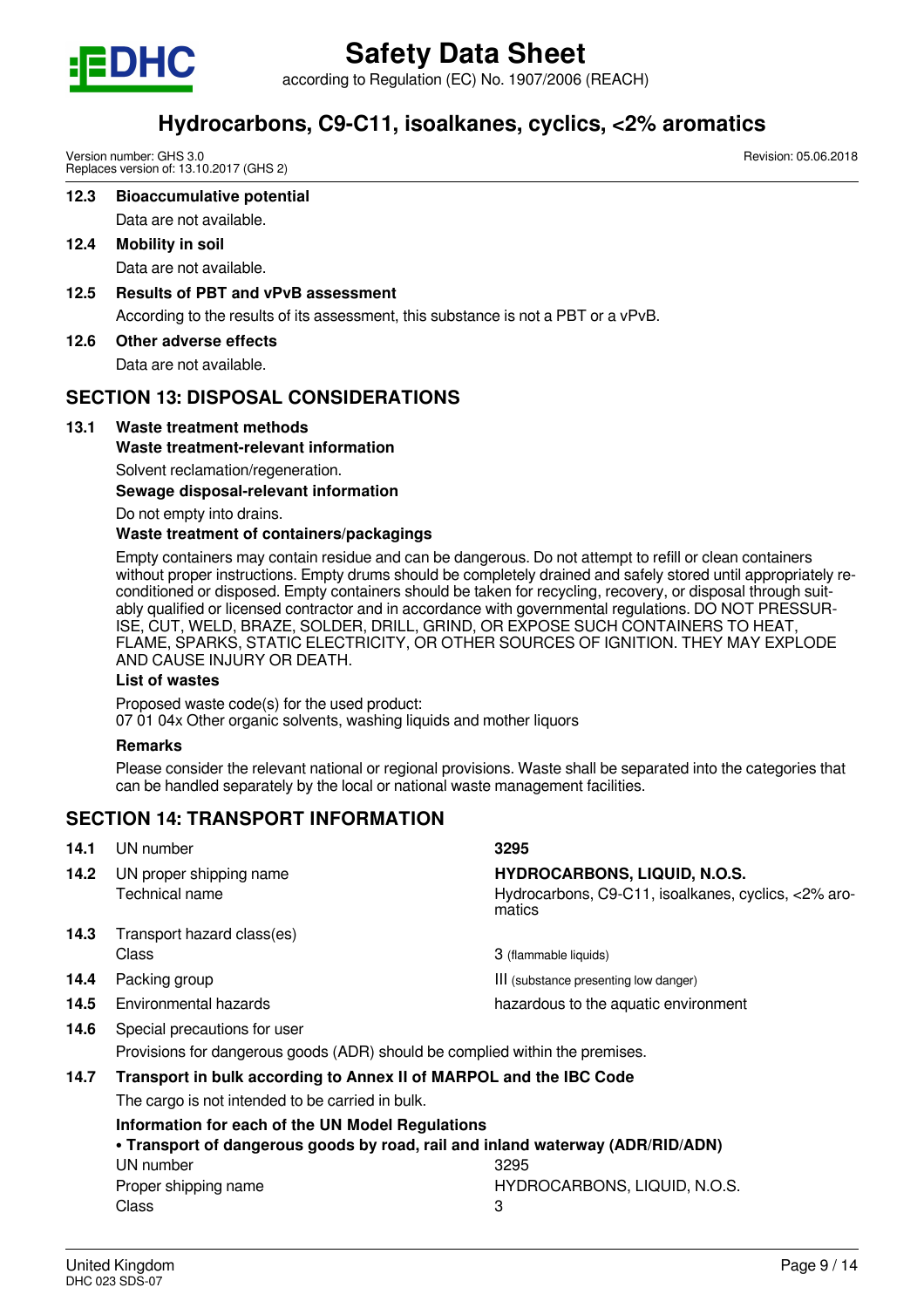**12.3 Bioaccumulative potential**

Data are not available.

**12.4 Mobility in soil**

Data are not available.

**12.5 Results of PBT and vPvB assessment**

According to the results of its assessment, this substance is not a PBT or a vPvB.

**12.6 Other adverse effects**

Data are not available.

## SECTION 13: DISPOSAL CONSIDERATIONS

**13.1 Waste treatment methods**

**Waste treatment-relevant information**

Solvent reclamation/regeneration.

**Sewage disposal-relevant information**

Do not empty into drains.

**Waste treatment of containers/packagings**

Empty containers may contain residue and can be dangerous. Do not attempt to refill or clean containers without proper instructions. Empty drums should be completely drained and safely stored until appropriately reconditioned or disposed. Empty containers should be taken for recycling, recovery, or disposal through suitably qualified or licensed contractor and in accordance with governmental regulations. DO NOT PRESSURISE, CUT, WELD, BRAZE, SOLDER, DRILL, GRIND, OR EXPOSE SUCH CONTAINERS TO HEAT, FLAME, SPARKS, STATIC ELECTRICITY, OR OTHER SOURCES OF IGNITION. THEY MAY EXPLODE AND CAUSE INJURY OR DEATH.

**List of wastes**

Proposed waste code(s) for the used product:
07 01 04x Other organic solvents, washing liquids and mother liquors

**Remarks**

Please consider the relevant national or regional provisions. Waste shall be separated into the categories that can be handled separately by the local or national waste management facilities.

## SECTION 14: TRANSPORT INFORMATION

| | | |
|---|---|---|
| **14.1** | UN number | **3295** |
| **14.2** | UN proper shipping name | **HYDROCARBONS, LIQUID, N.O.S.** |
| | Technical name | Hydrocarbons, C9-C11, isoalkanes, cyclics, <2% aromatics |
| **14.3** | Transport hazard class(es) | |
| | Class | 3 (flammable liquids) |
| **14.4** | Packing group | III (substance presenting low danger) |
| **14.5** | Environmental hazards | hazardous to the aquatic environment |
| **14.6** | Special precautions for user | |

Provisions for dangerous goods (ADR) should be complied within the premises.

**14.7 Transport in bulk according to Annex II of MARPOL and the IBC Code**

The cargo is not intended to be carried in bulk.

**Information for each of the UN Model Regulations**

**• Transport of dangerous goods by road, rail and inland waterway (ADR/RID/ADN)**

| | |
|---|---|
| UN number | 3295 |
| Proper shipping name | HYDROCARBONS, LIQUID, N.O.S. |
| Class | 3 |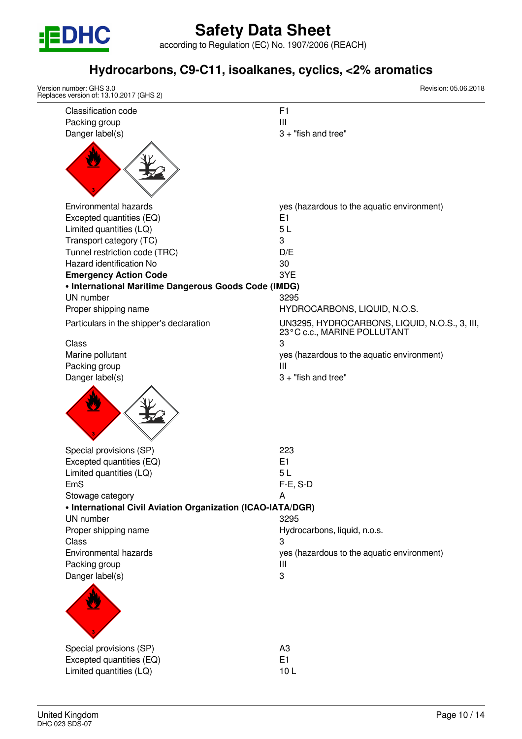| | |
|---|---|
| Classification code | F1 |
| Packing group | III |
| Danger label(s) | 3 + "fish and tree" |
| Environmental hazards | yes (hazardous to the aquatic environment) |
| Excepted quantities (EQ) | E1 |
| Limited quantities (LQ) | 5 L |
| Transport category (TC) | 3 |
| Tunnel restriction code (TRC) | D/E |
| Hazard identification No | 30 |
| **Emergency Action Code** | 3YE |

**• International Maritime Dangerous Goods Code (IMDG)**

| | |
|---|---|
| UN number | 3295 |
| Proper shipping name | HYDROCARBONS, LIQUID, N.O.S. |
| Particulars in the shipper's declaration | UN3295, HYDROCARBONS, LIQUID, N.O.S., 3, III, 23°C c.c., MARINE POLLUTANT |
| Class | 3 |
| Marine pollutant | yes (hazardous to the aquatic environment) |
| Packing group | III |
| Danger label(s) | 3 + "fish and tree" |
| Special provisions (SP) | 223 |
| Excepted quantities (EQ) | E1 |
| Limited quantities (LQ) | 5 L |
| EmS | F-E, S-D |
| Stowage category | A |

**• International Civil Aviation Organization (ICAO-IATA/DGR)**

| | |
|---|---|
| UN number | 3295 |
| Proper shipping name | Hydrocarbons, liquid, n.o.s. |
| Class | 3 |
| Environmental hazards | yes (hazardous to the aquatic environment) |
| Packing group | III |
| Danger label(s) | 3 |
| Special provisions (SP) | A3 |
| Excepted quantities (EQ) | E1 |
| Limited quantities (LQ) | 10 L |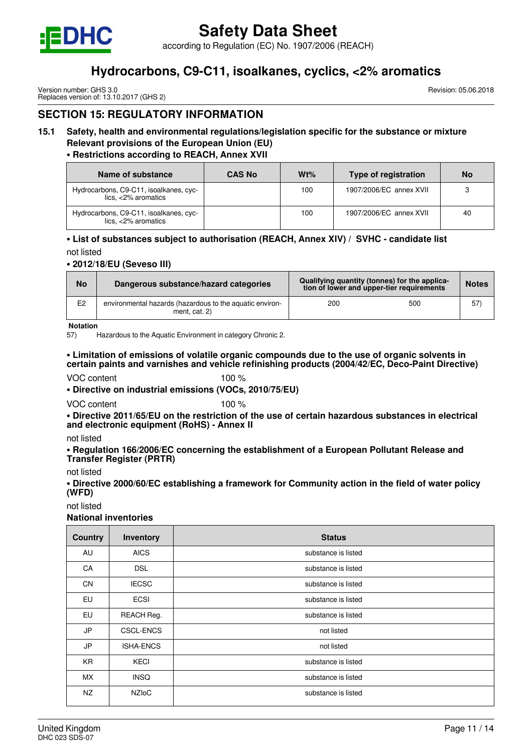## SECTION 15: REGULATORY INFORMATION

### 15.1 Safety, health and environmental regulations/legislation specific for the substance or mixture

**Relevant provisions of the European Union (EU)**

**• Restrictions according to REACH, Annex XVII**

| Name of substance | CAS No | Wt% | Type of registration | No |
|---|---|---|---|---|
| Hydrocarbons, C9-C11, isoalkanes, cyclics, <2% aromatics | | 100 | 1907/2006/EC annex XVII | 3 |
| Hydrocarbons, C9-C11, isoalkanes, cyclics, <2% aromatics | | 100 | 1907/2006/EC annex XVII | 40 |

**• List of substances subject to authorisation (REACH, Annex XIV) / SVHC - candidate list**

not listed

**• 2012/18/EU (Seveso III)**

| No | Dangerous substance/hazard categories | Qualifying quantity (tonnes) for the application of lower and upper-tier requirements | | Notes |
|---|---|---|---|---|
| E2 | environmental hazards (hazardous to the aquatic environment, cat. 2) | 200 | 500 | 57) |

**Notation**

57) Hazardous to the Aquatic Environment in category Chronic 2.

**• Limitation of emissions of volatile organic compounds due to the use of organic solvents in certain paints and varnishes and vehicle refinishing products (2004/42/EC, Deco-Paint Directive)**

VOC content 100 %

**• Directive on industrial emissions (VOCs, 2010/75/EU)**

VOC content 100 %

**• Directive 2011/65/EU on the restriction of the use of certain hazardous substances in electrical and electronic equipment (RoHS) - Annex II**

not listed

**• Regulation 166/2006/EC concerning the establishment of a European Pollutant Release and Transfer Register (PRTR)**

not listed

**• Directive 2000/60/EC establishing a framework for Community action in the field of water policy (WFD)**

not listed

**National inventories**

| Country | Inventory | Status |
|---|---|---|
| AU | AICS | substance is listed |
| CA | DSL | substance is listed |
| CN | IECSC | substance is listed |
| EU | ECSI | substance is listed |
| EU | REACH Reg. | substance is listed |
| JP | CSCL-ENCS | not listed |
| JP | ISHA-ENCS | not listed |
| KR | KECI | substance is listed |
| MX | INSQ | substance is listed |
| NZ | NZIoC | substance is listed |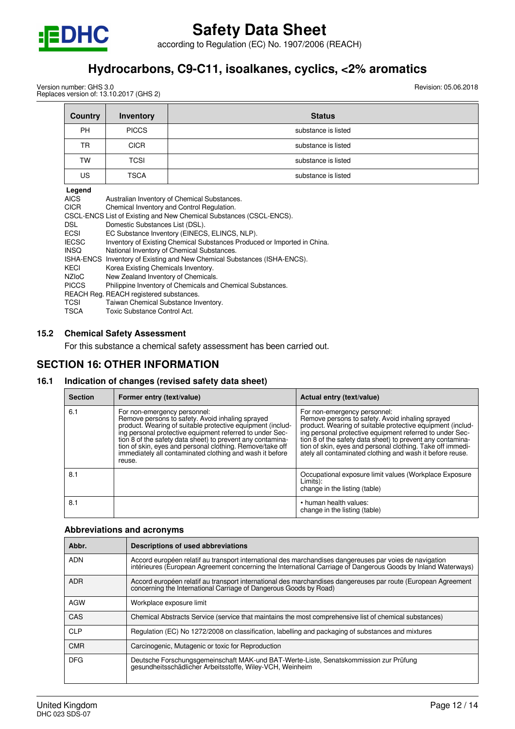| Country | Inventory | Status |
|---|---|---|
| PH | PICCS | substance is listed |
| TR | CICR | substance is listed |
| TW | TCSI | substance is listed |
| US | TSCA | substance is listed |

**Legend**

| | |
|---|---|
| AICS | Australian Inventory of Chemical Substances. |
| CICR | Chemical Inventory and Control Regulation. |
| CSCL-ENCS | List of Existing and New Chemical Substances (CSCL-ENCS). |
| DSL | Domestic Substances List (DSL). |
| ECSI | EC Substance Inventory (EINECS, ELINCS, NLP). |
| IECSC | Inventory of Existing Chemical Substances Produced or Imported in China. |
| INSQ | National Inventory of Chemical Substances. |
| ISHA-ENCS | Inventory of Existing and New Chemical Substances (ISHA-ENCS). |
| KECI | Korea Existing Chemicals Inventory. |
| NZIoC | New Zealand Inventory of Chemicals. |
| PICCS | Philippine Inventory of Chemicals and Chemical Substances. |
| REACH Reg. | REACH registered substances. |
| TCSI | Taiwan Chemical Substance Inventory. |
| TSCA | Toxic Substance Control Act. |

### 15.2 Chemical Safety Assessment

For this substance a chemical safety assessment has been carried out.

## SECTION 16: OTHER INFORMATION

### 16.1 Indication of changes (revised safety data sheet)

| Section | Former entry (text/value) | Actual entry (text/value) |
|---|---|---|
| 6.1 | For non-emergency personnel: Remove persons to safety. Avoid inhaling sprayed product. Wearing of suitable protective equipment (including personal protective equipment referred to under Section 8 of the safety data sheet) to prevent any contamination of skin, eyes and personal clothing. Remove/take off immediately all contaminated clothing and wash it before reuse. | For non-emergency personnel: Remove persons to safety. Avoid inhaling sprayed product. Wearing of suitable protective equipment (including personal protective equipment referred to under Section 8 of the safety data sheet) to prevent any contamination of skin, eyes and personal clothing. Take off immediately all contaminated clothing and wash it before reuse. |
| 8.1 | | Occupational exposure limit values (Workplace Exposure Limits): change in the listing (table) |
| 8.1 | | • human health values: change in the listing (table) |

#### Abbreviations and acronyms

| Abbr. | Descriptions of used abbreviations |
|---|---|
| ADN | Accord européen relatif au transport international des marchandises dangereuses par voies de navigation intérieures (European Agreement concerning the International Carriage of Dangerous Goods by Inland Waterways) |
| ADR | Accord européen relatif au transport international des marchandises dangereuses par route (European Agreement concerning the International Carriage of Dangerous Goods by Road) |
| AGW | Workplace exposure limit |
| CAS | Chemical Abstracts Service (service that maintains the most comprehensive list of chemical substances) |
| CLP | Regulation (EC) No 1272/2008 on classification, labelling and packaging of substances and mixtures |
| CMR | Carcinogenic, Mutagenic or toxic for Reproduction |
| DFG | Deutsche Forschungsgemeinschaft MAK-und BAT-Werte-Liste, Senatskommission zur Prüfung gesundheitsschädlicher Arbeitsstoffe, Wiley-VCH, Weinheim |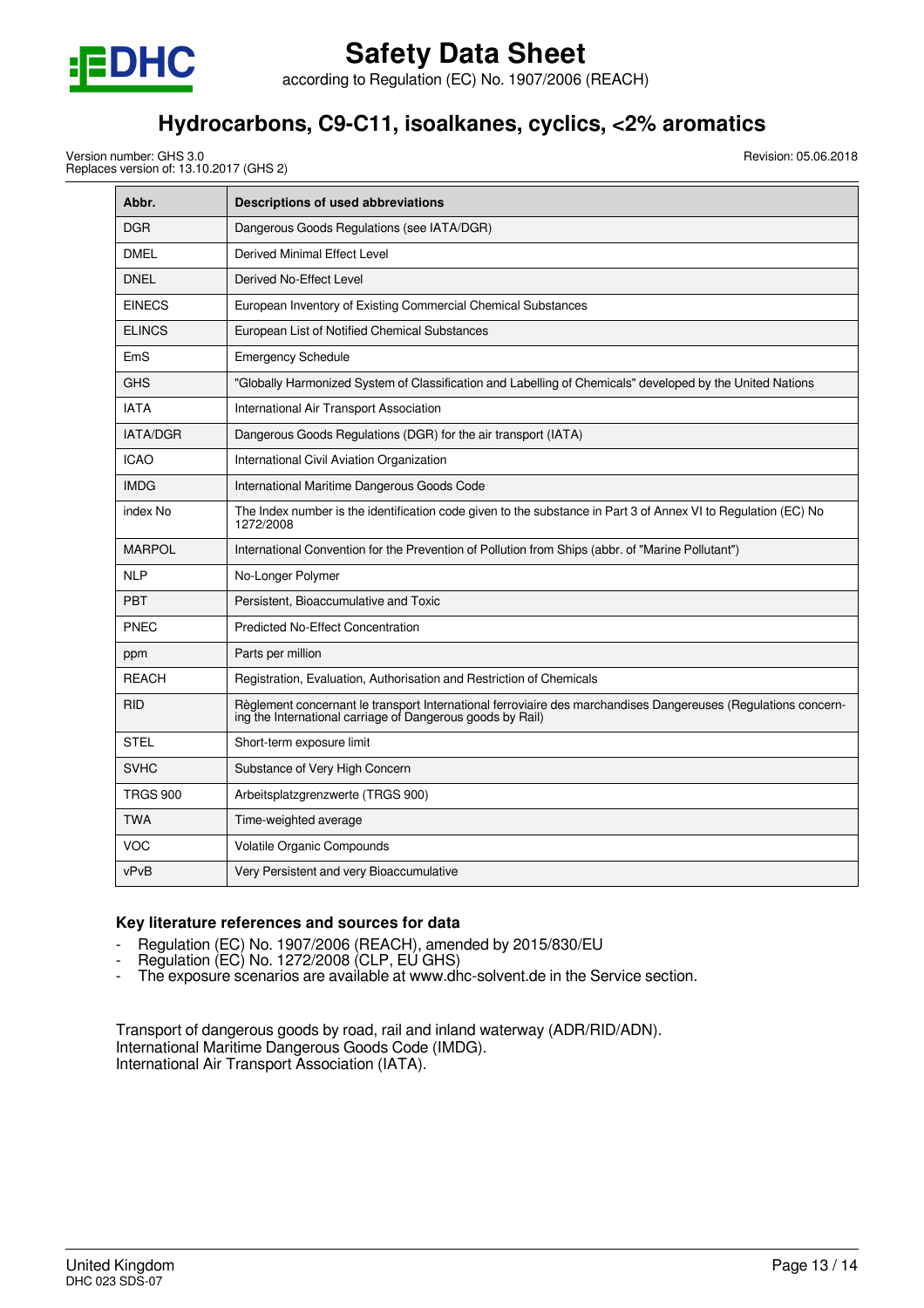| Abbr. | Descriptions of used abbreviations |
|---|---|
| DGR | Dangerous Goods Regulations (see IATA/DGR) |
| DMEL | Derived Minimal Effect Level |
| DNEL | Derived No-Effect Level |
| EINECS | European Inventory of Existing Commercial Chemical Substances |
| ELINCS | European List of Notified Chemical Substances |
| EmS | Emergency Schedule |
| GHS | "Globally Harmonized System of Classification and Labelling of Chemicals" developed by the United Nations |
| IATA | International Air Transport Association |
| IATA/DGR | Dangerous Goods Regulations (DGR) for the air transport (IATA) |
| ICAO | International Civil Aviation Organization |
| IMDG | International Maritime Dangerous Goods Code |
| index No | The Index number is the identification code given to the substance in Part 3 of Annex VI to Regulation (EC) No 1272/2008 |
| MARPOL | International Convention for the Prevention of Pollution from Ships (abbr. of "Marine Pollutant") |
| NLP | No-Longer Polymer |
| PBT | Persistent, Bioaccumulative and Toxic |
| PNEC | Predicted No-Effect Concentration |
| ppm | Parts per million |
| REACH | Registration, Evaluation, Authorisation and Restriction of Chemicals |
| RID | Règlement concernant le transport International ferroviaire des marchandises Dangereuses (Regulations concerning the International carriage of Dangerous goods by Rail) |
| STEL | Short-term exposure limit |
| SVHC | Substance of Very High Concern |
| TRGS 900 | Arbeitsplatzgrenzwerte (TRGS 900) |
| TWA | Time-weighted average |
| VOC | Volatile Organic Compounds |
| vPvB | Very Persistent and very Bioaccumulative |

### Key literature references and sources for data

- Regulation (EC) No. 1907/2006 (REACH), amended by 2015/830/EU
- Regulation (EC) No. 1272/2008 (CLP, EU GHS)
- The exposure scenarios are available at www.dhc-solvent.de in the Service section.

Transport of dangerous goods by road, rail and inland waterway (ADR/RID/ADN).
International Maritime Dangerous Goods Code (IMDG).
International Air Transport Association (IATA).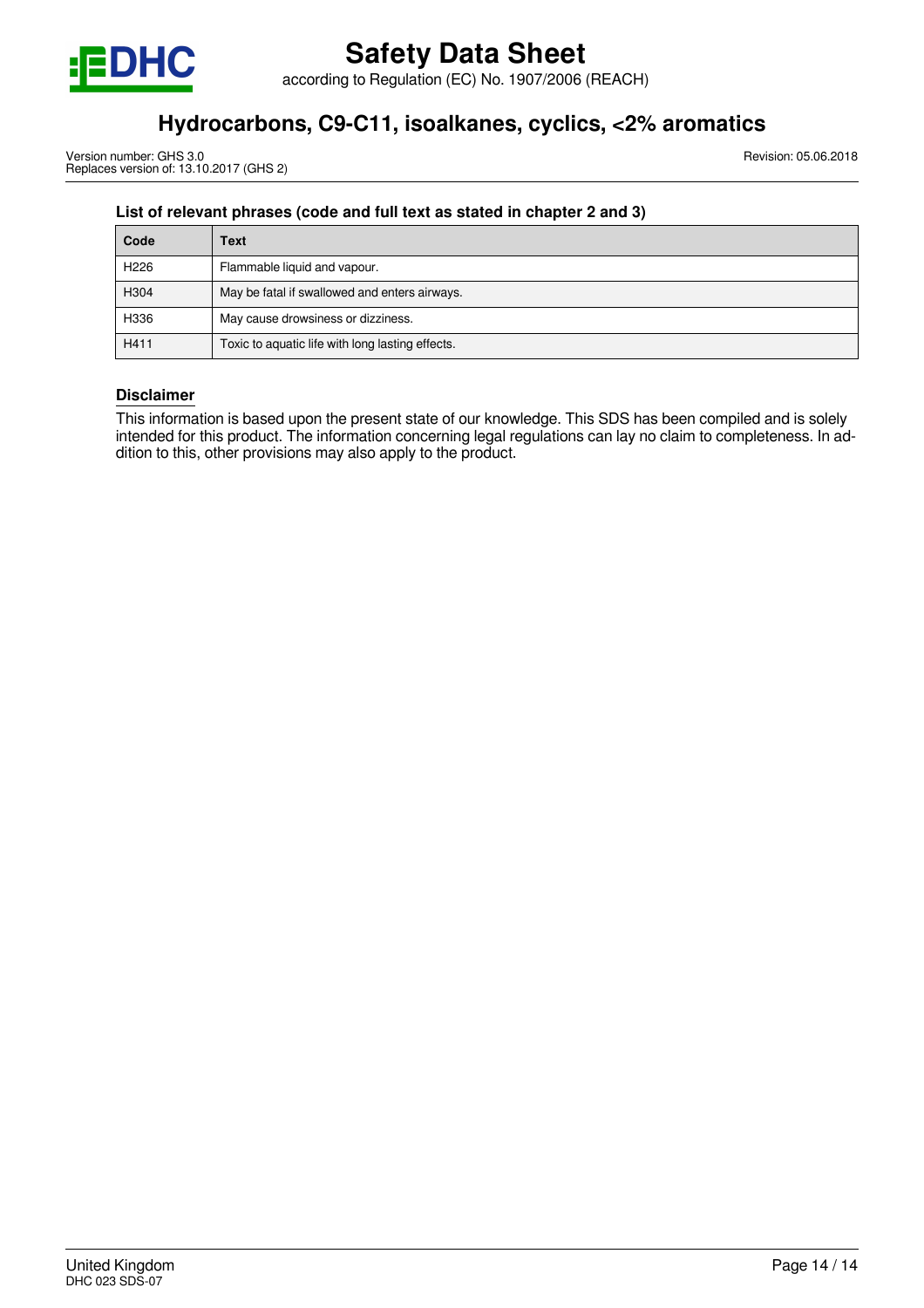### List of relevant phrases (code and full text as stated in chapter 2 and 3)

| Code | Text |
|---|---|
| H226 | Flammable liquid and vapour. |
| H304 | May be fatal if swallowed and enters airways. |
| H336 | May cause drowsiness or dizziness. |
| H411 | Toxic to aquatic life with long lasting effects. |

### Disclaimer

This information is based upon the present state of our knowledge. This SDS has been compiled and is solely intended for this product. The information concerning legal regulations can lay no claim to completeness. In addition to this, other provisions may also apply to the product.